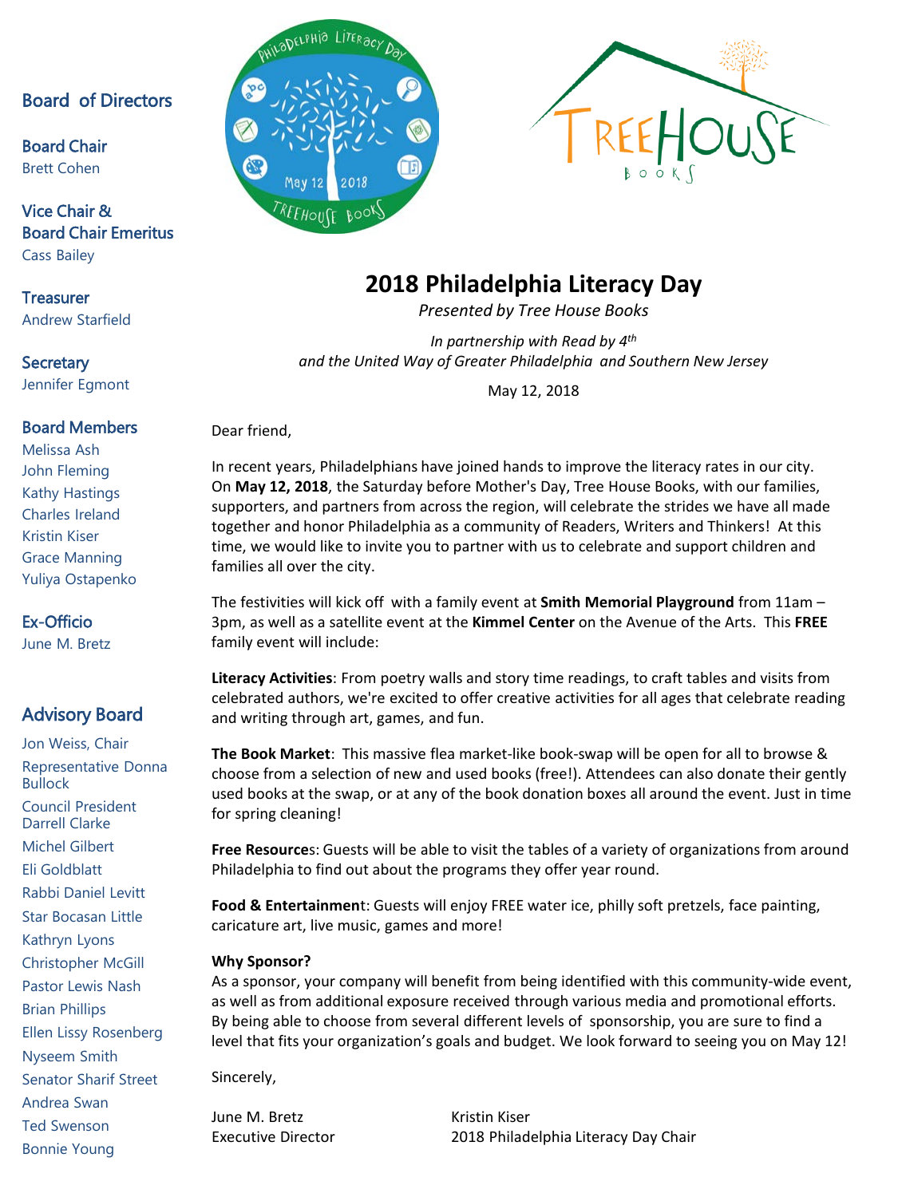# 2018 Philadelphia Literacy Day

*Presented by Tree House Books*

*In partnership with Read by 4th and the United Way of Greater Philadelphia and Southern New Jersey*

May 12, 2018

Dear friend,

In recent years, Philadelphians have joined hands to improve the literacy rates in our city. On **May 12, 2018**, the Saturday before Mother's Day, Tree House Books, with our families, supporters, and partners from across the region, will celebrate the strides we have all made together and honor Philadelphia as a community of Readers, Writers and Thinkers! At this time, we would like to invite you to partner with us to celebrate and support children and families all over the city.

The festivities will kick off with a family event at **Smith Memorial Playground** from 11am – 3pm, as well as a satellite event at the **Kimmel Center** on the Avenue of the Arts. This **FREE** family event will include:

**Literacy Activities**: From poetry walls and story time readings, to craft tables and visits from celebrated authors, we're excited to offer creative activities for all ages that celebrate reading and writing through art, games, and fun.

**The Book Market**: This massive flea market-like book-swap will be open for all to browse & choose from a selection of new and used books (free!). Attendees can also donate their gently used books at the swap, or at any of the book donation boxes all around the event. Just in time for spring cleaning!

**Free Resources**: Guests will be able to visit the tables of a variety of organizations from around Philadelphia to find out about the programs they offer year round.

**Food & Entertainment**: Guests will enjoy FREE water ice, philly soft pretzels, face painting, caricature art, live music, games and more!

**Why Sponsor?**
As a sponsor, your company will benefit from being identified with this community-wide event, as well as from additional exposure received through various media and promotional efforts. By being able to choose from several different levels of sponsorship, you are sure to find a level that fits your organization's goals and budget. We look forward to seeing you on May 12!

Sincerely,

June M. Bretz
Executive Director

Kristin Kiser
2018 Philadelphia Literacy Day Chair

## Board of Directors

**Board Chair**
Brett Cohen

**Vice Chair & Board Chair Emeritus**
Cass Bailey

**Treasurer**
Andrew Starfield

**Secretary**
Jennifer Egmont

**Board Members**
Melissa Ash
John Fleming
Kathy Hastings
Charles Ireland
Kristin Kiser
Grace Manning
Yuliya Ostapenko

**Ex-Officio**
June M. Bretz

## Advisory Board

Jon Weiss, Chair
Representative Donna Bullock
Council President Darrell Clarke
Michel Gilbert
Eli Goldblatt
Rabbi Daniel Levitt
Star Bocasan Little
Kathryn Lyons
Christopher McGill
Pastor Lewis Nash
Brian Phillips
Ellen Lissy Rosenberg
Nyseem Smith
Senator Sharif Street
Andrea Swan
Ted Swenson
Bonnie Young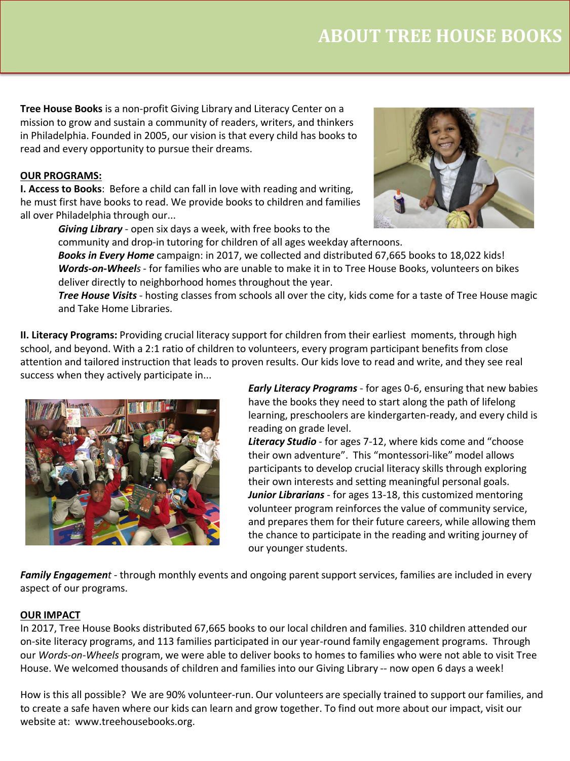# ABOUT TREE HOUSE BOOKS

**Tree House Books** is a non-profit Giving Library and Literacy Center on a mission to grow and sustain a community of readers, writers, and thinkers in Philadelphia. Founded in 2005, our vision is that every child has books to read and every opportunity to pursue their dreams.

**OUR PROGRAMS:**

**I. Access to Books**: Before a child can fall in love with reading and writing, he must first have books to read. We provide books to children and families all over Philadelphia through our...

- ***Giving Library*** - open six days a week, with free books to the community and drop-in tutoring for children of all ages weekday afternoons.
- ***Books in Every Home*** campaign: in 2017, we collected and distributed 67,665 books to 18,022 kids!
- ***Words-on-Wheels*** - for families who are unable to make it in to Tree House Books, volunteers on bikes deliver directly to neighborhood homes throughout the year.
- ***Tree House Visits*** - hosting classes from schools all over the city, kids come for a taste of Tree House magic and Take Home Libraries.

**II. Literacy Programs:** Providing crucial literacy support for children from their earliest moments, through high school, and beyond. With a 2:1 ratio of children to volunteers, every program participant benefits from close attention and tailored instruction that leads to proven results. Our kids love to read and write, and they see real success when they actively participate in...

- ***Early Literacy Programs*** - for ages 0-6, ensuring that new babies have the books they need to start along the path of lifelong learning, preschoolers are kindergarten-ready, and every child is reading on grade level.
- ***Literacy Studio*** - for ages 7-12, where kids come and "choose their own adventure". This "montessori-like" model allows participants to develop crucial literacy skills through exploring their own interests and setting meaningful personal goals.
- ***Junior Librarians*** - for ages 13-18, this customized mentoring volunteer program reinforces the value of community service, and prepares them for their future careers, while allowing them the chance to participate in the reading and writing journey of our younger students.

***Family Engagement*** - through monthly events and ongoing parent support services, families are included in every aspect of our programs.

**OUR IMPACT**

In 2017, Tree House Books distributed 67,665 books to our local children and families. 310 children attended our on-site literacy programs, and 113 families participated in our year-round family engagement programs. Through our *Words-on-Wheels* program, we were able to deliver books to homes to families who were not able to visit Tree House. We welcomed thousands of children and families into our Giving Library -- now open 6 days a week!

How is this all possible? We are 90% volunteer-run. Our volunteers are specially trained to support our families, and to create a safe haven where our kids can learn and grow together. To find out more about our impact, visit our website at: www.treehousebooks.org.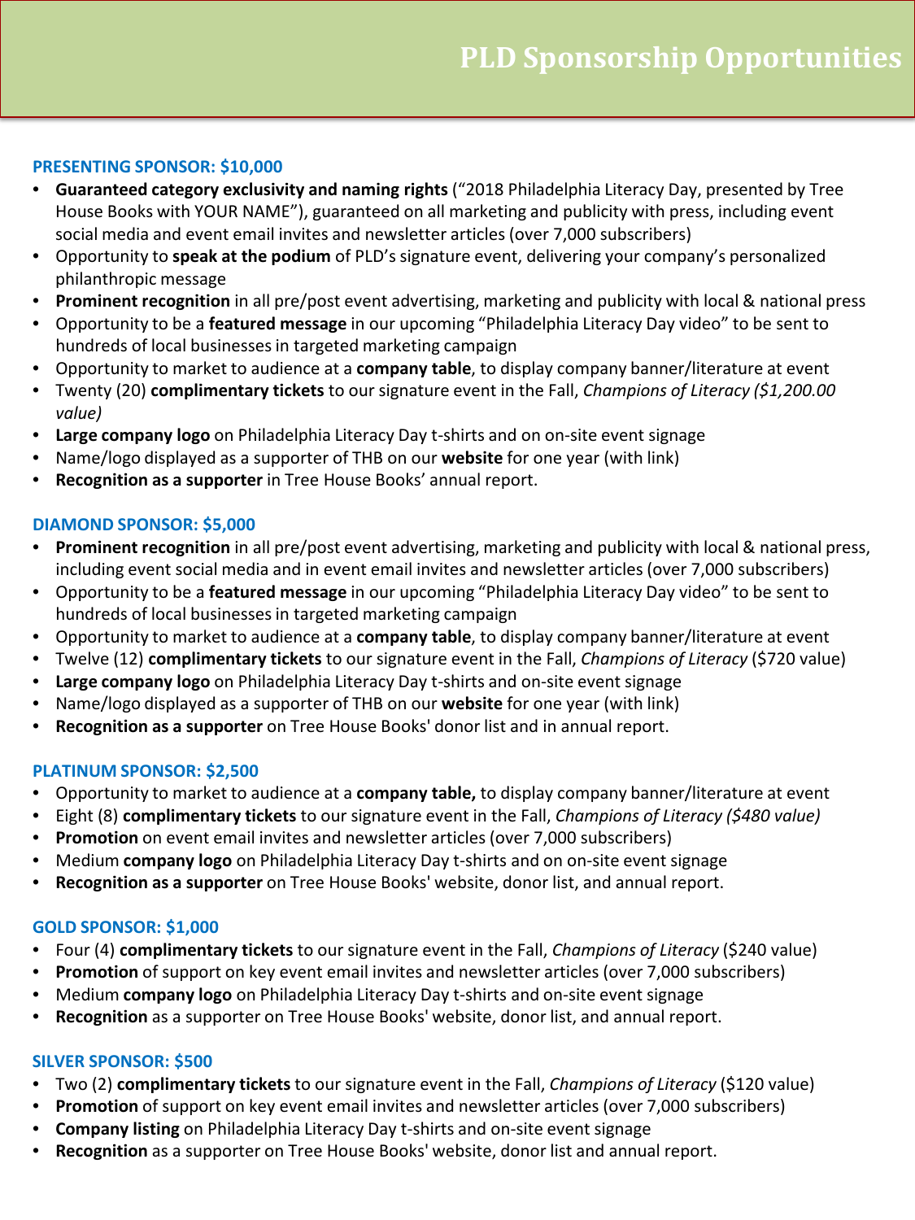# PLD Sponsorship Opportunities

### PRESENTING SPONSOR: $10,000

- **Guaranteed category exclusivity and naming rights** ("2018 Philadelphia Literacy Day, presented by Tree House Books with YOUR NAME"), guaranteed on all marketing and publicity with press, including event social media and event email invites and newsletter articles (over 7,000 subscribers)
- Opportunity to **speak at the podium** of PLD's signature event, delivering your company's personalized philanthropic message
- **Prominent recognition** in all pre/post event advertising, marketing and publicity with local & national press
- Opportunity to be a **featured message** in our upcoming "Philadelphia Literacy Day video" to be sent to hundreds of local businesses in targeted marketing campaign
- Opportunity to market to audience at a **company table**, to display company banner/literature at event
- Twenty (20) **complimentary tickets** to our signature event in the Fall, *Champions of Literacy ($1,200.00 value)*
- **Large company logo** on Philadelphia Literacy Day t-shirts and on on-site event signage
- Name/logo displayed as a supporter of THB on our **website** for one year (with link)
- **Recognition as a supporter** in Tree House Books' annual report.

### DIAMOND SPONSOR: $5,000

- **Prominent recognition** in all pre/post event advertising, marketing and publicity with local & national press, including event social media and in event email invites and newsletter articles (over 7,000 subscribers)
- Opportunity to be a **featured message** in our upcoming "Philadelphia Literacy Day video" to be sent to hundreds of local businesses in targeted marketing campaign
- Opportunity to market to audience at a **company table**, to display company banner/literature at event
- Twelve (12) **complimentary tickets** to our signature event in the Fall, *Champions of Literacy* ($720 value)
- **Large company logo** on Philadelphia Literacy Day t-shirts and on-site event signage
- Name/logo displayed as a supporter of THB on our **website** for one year (with link)
- **Recognition as a supporter** on Tree House Books' donor list and in annual report.

### PLATINUM SPONSOR: $2,500

- Opportunity to market to audience at a **company table,** to display company banner/literature at event
- Eight (8) **complimentary tickets** to our signature event in the Fall, *Champions of Literacy ($480 value)*
- **Promotion** on event email invites and newsletter articles (over 7,000 subscribers)
- Medium **company logo** on Philadelphia Literacy Day t-shirts and on on-site event signage
- **Recognition as a supporter** on Tree House Books' website, donor list, and annual report.

### GOLD SPONSOR: $1,000

- Four (4) **complimentary tickets** to our signature event in the Fall, *Champions of Literacy* ($240 value)
- **Promotion** of support on key event email invites and newsletter articles (over 7,000 subscribers)
- Medium **company logo** on Philadelphia Literacy Day t-shirts and on-site event signage
- **Recognition** as a supporter on Tree House Books' website, donor list, and annual report.

### SILVER SPONSOR: $500

- Two (2) **complimentary tickets** to our signature event in the Fall, *Champions of Literacy* ($120 value)
- **Promotion** of support on key event email invites and newsletter articles (over 7,000 subscribers)
- **Company listing** on Philadelphia Literacy Day t-shirts and on-site event signage
- **Recognition** as a supporter on Tree House Books' website, donor list and annual report.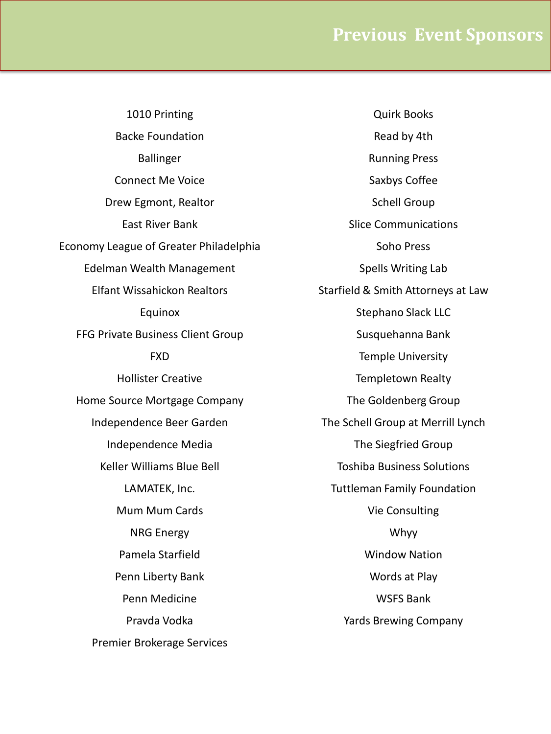# Previous Event Sponsors

1010 Printing

Backe Foundation

Ballinger

Connect Me Voice

Drew Egmont, Realtor

East River Bank

Economy League of Greater Philadelphia

Edelman Wealth Management

Elfant Wissahickon Realtors

Equinox

FFG Private Business Client Group

FXD

Hollister Creative

Home Source Mortgage Company

Independence Beer Garden

Independence Media

Keller Williams Blue Bell

LAMATEK, Inc.

Mum Mum Cards

NRG Energy

Pamela Starfield

Penn Liberty Bank

Penn Medicine

Pravda Vodka

Premier Brokerage Services

Quirk Books

Read by 4th

Running Press

Saxbys Coffee

Schell Group

Slice Communications

Soho Press

Spells Writing Lab

Starfield & Smith Attorneys at Law

Stephano Slack LLC

Susquehanna Bank

Temple University

Templetown Realty

The Goldenberg Group

The Schell Group at Merrill Lynch

The Siegfried Group

Toshiba Business Solutions

Tuttleman Family Foundation

Vie Consulting

Whyy

Window Nation

Words at Play

WSFS Bank

Yards Brewing Company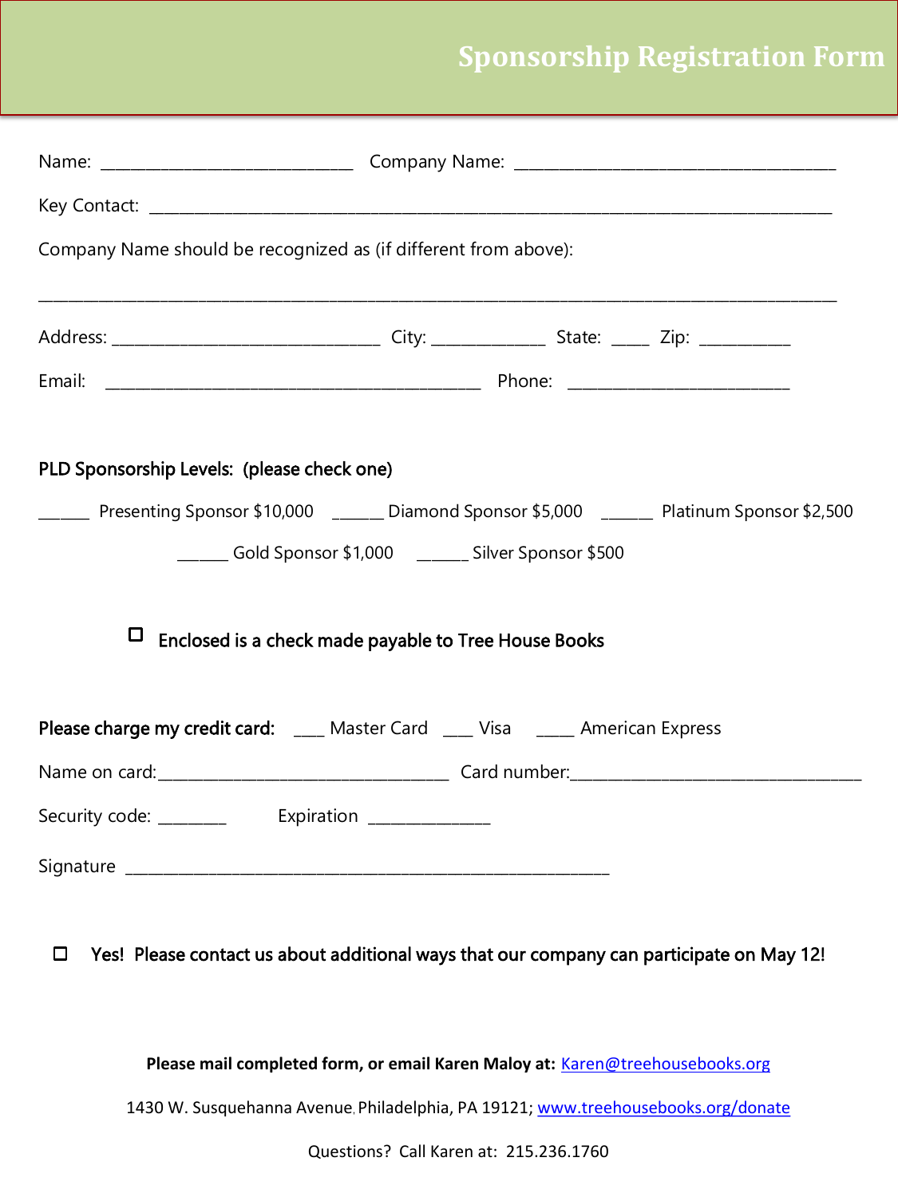# Sponsorship Registration Form

Name: ____________________________ Company Name: ____________________________________

Key Contact: ____________________________________________________________________________

Company Name should be recognized as (if different from above):

_________________________________________________________________________________________

Address: ______________________________ City: _____________ State: ____ Zip: __________

Email: __________________________________________ Phone: _________________________

**PLD Sponsorship Levels: (please check one)**

______ Presenting Sponsor $10,000 ______ Diamond Sponsor $5,000 ______ Platinum Sponsor $2,500

______ Gold Sponsor $1,000 ______ Silver Sponsor $500

☐ **Enclosed is a check made payable to Tree House Books**

**Please charge my credit card:** ___ Master Card ___ Visa ____ American Express

Name on card:_________________________________ Card number:_________________________________

Security code: _______ Expiration _____________

Signature _______________________________________________________

☐ **Yes! Please contact us about additional ways that our company can participate on May 12!**

**Please mail completed form, or email Karen Maloy at:** Karen@treehousebooks.org

1430 W. Susquehanna Avenue, Philadelphia, PA 19121; www.treehousebooks.org/donate

Questions? Call Karen at: 215.236.1760